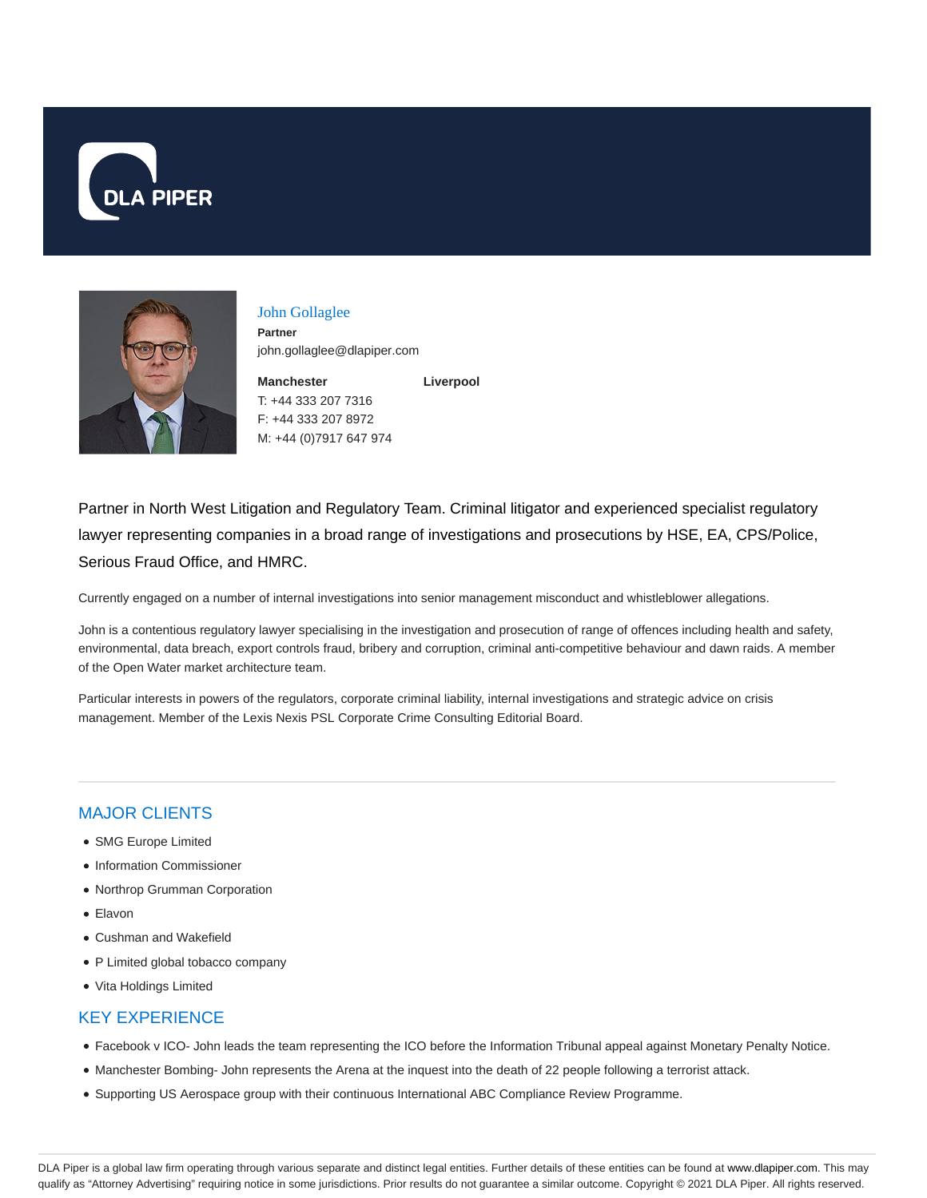DLA PIPER

# John Gollaglee

**Partner**

john.gollaglee@dlapiper.com

**Manchester** **Liverpool**

T: +44 333 207 7316

F: +44 333 207 8972

M: +44 (0)7917 647 974

Partner in North West Litigation and Regulatory Team. Criminal litigator and experienced specialist regulatory lawyer representing companies in a broad range of investigations and prosecutions by HSE, EA, CPS/Police, Serious Fraud Office, and HMRC.

Currently engaged on a number of internal investigations into senior management misconduct and whistleblower allegations.

John is a contentious regulatory lawyer specialising in the investigation and prosecution of range of offences including health and safety, environmental, data breach, export controls fraud, bribery and corruption, criminal anti-competitive behaviour and dawn raids. A member of the Open Water market architecture team.

Particular interests in powers of the regulators, corporate criminal liability, internal investigations and strategic advice on crisis management. Member of the Lexis Nexis PSL Corporate Crime Consulting Editorial Board.

## MAJOR CLIENTS

- SMG Europe Limited
- Information Commissioner
- Northrop Grumman Corporation
- Elavon
- Cushman and Wakefield
- P Limited global tobacco company
- Vita Holdings Limited

## KEY EXPERIENCE

- Facebook v ICO- John leads the team representing the ICO before the Information Tribunal appeal against Monetary Penalty Notice.
- Manchester Bombing- John represents the Arena at the inquest into the death of 22 people following a terrorist attack.
- Supporting US Aerospace group with their continuous International ABC Compliance Review Programme.

DLA Piper is a global law firm operating through various separate and distinct legal entities. Further details of these entities can be found at www.dlapiper.com. This may qualify as "Attorney Advertising" requiring notice in some jurisdictions. Prior results do not guarantee a similar outcome. Copyright © 2021 DLA Piper. All rights reserved.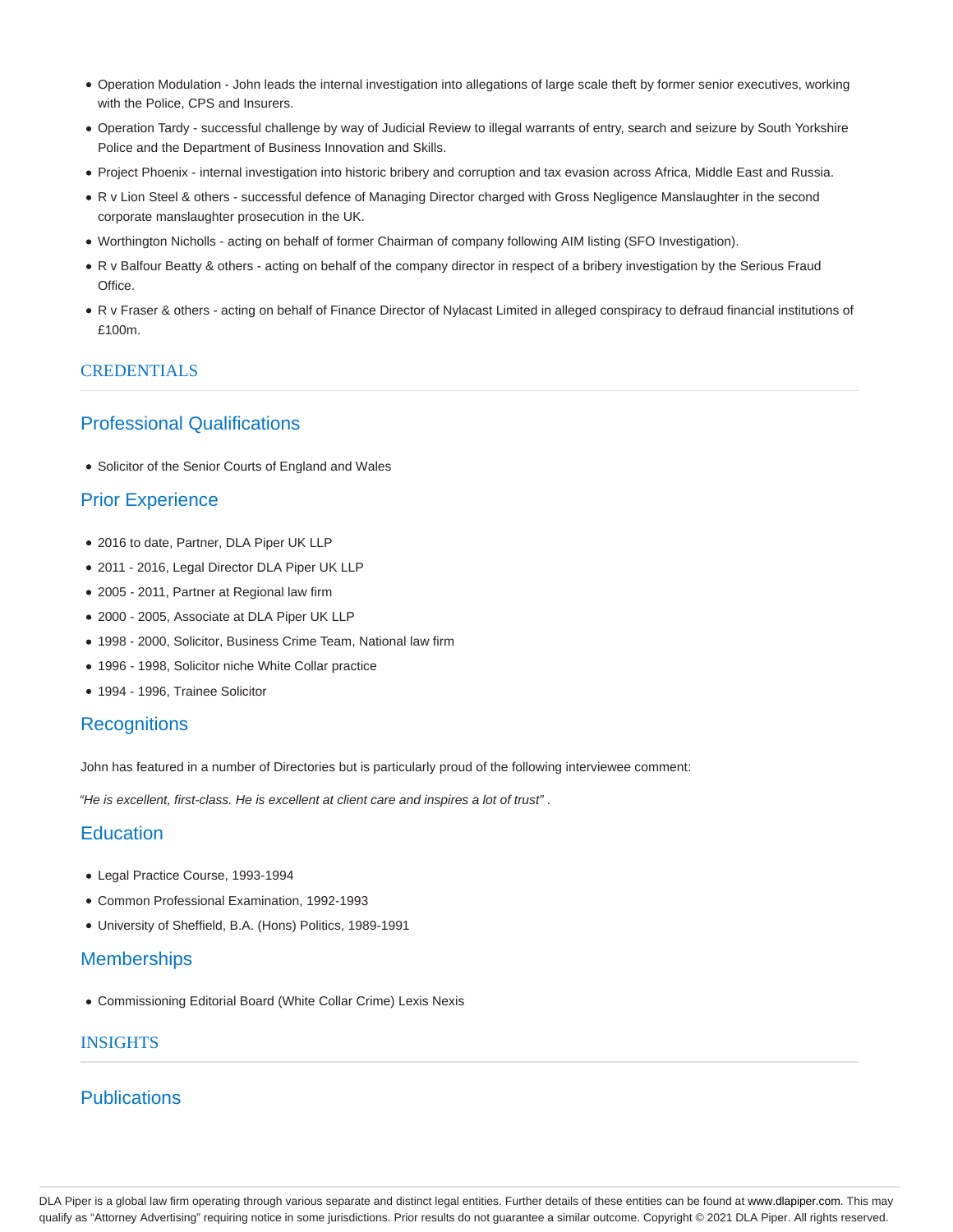- Operation Modulation - John leads the internal investigation into allegations of large scale theft by former senior executives, working with the Police, CPS and Insurers.
- Operation Tardy - successful challenge by way of Judicial Review to illegal warrants of entry, search and seizure by South Yorkshire Police and the Department of Business Innovation and Skills.
- Project Phoenix - internal investigation into historic bribery and corruption and tax evasion across Africa, Middle East and Russia.
- R v Lion Steel & others - successful defence of Managing Director charged with Gross Negligence Manslaughter in the second corporate manslaughter prosecution in the UK.
- Worthington Nicholls - acting on behalf of former Chairman of company following AIM listing (SFO Investigation).
- R v Balfour Beatty & others - acting on behalf of the company director in respect of a bribery investigation by the Serious Fraud Office.
- R v Fraser & others - acting on behalf of Finance Director of Nylacast Limited in alleged conspiracy to defraud financial institutions of £100m.

## CREDENTIALS

### Professional Qualifications

- Solicitor of the Senior Courts of England and Wales

### Prior Experience

- 2016 to date, Partner, DLA Piper UK LLP
- 2011 - 2016, Legal Director DLA Piper UK LLP
- 2005 - 2011, Partner at Regional law firm
- 2000 - 2005, Associate at DLA Piper UK LLP
- 1998 - 2000, Solicitor, Business Crime Team, National law firm
- 1996 - 1998, Solicitor niche White Collar practice
- 1994 - 1996, Trainee Solicitor

### Recognitions

John has featured in a number of Directories but is particularly proud of the following interviewee comment:

*"He is excellent, first-class. He is excellent at client care and inspires a lot of trust"* .

### Education

- Legal Practice Course, 1993-1994
- Common Professional Examination, 1992-1993
- University of Sheffield, B.A. (Hons) Politics, 1989-1991

### Memberships

- Commissioning Editorial Board (White Collar Crime) Lexis Nexis

## INSIGHTS

### Publications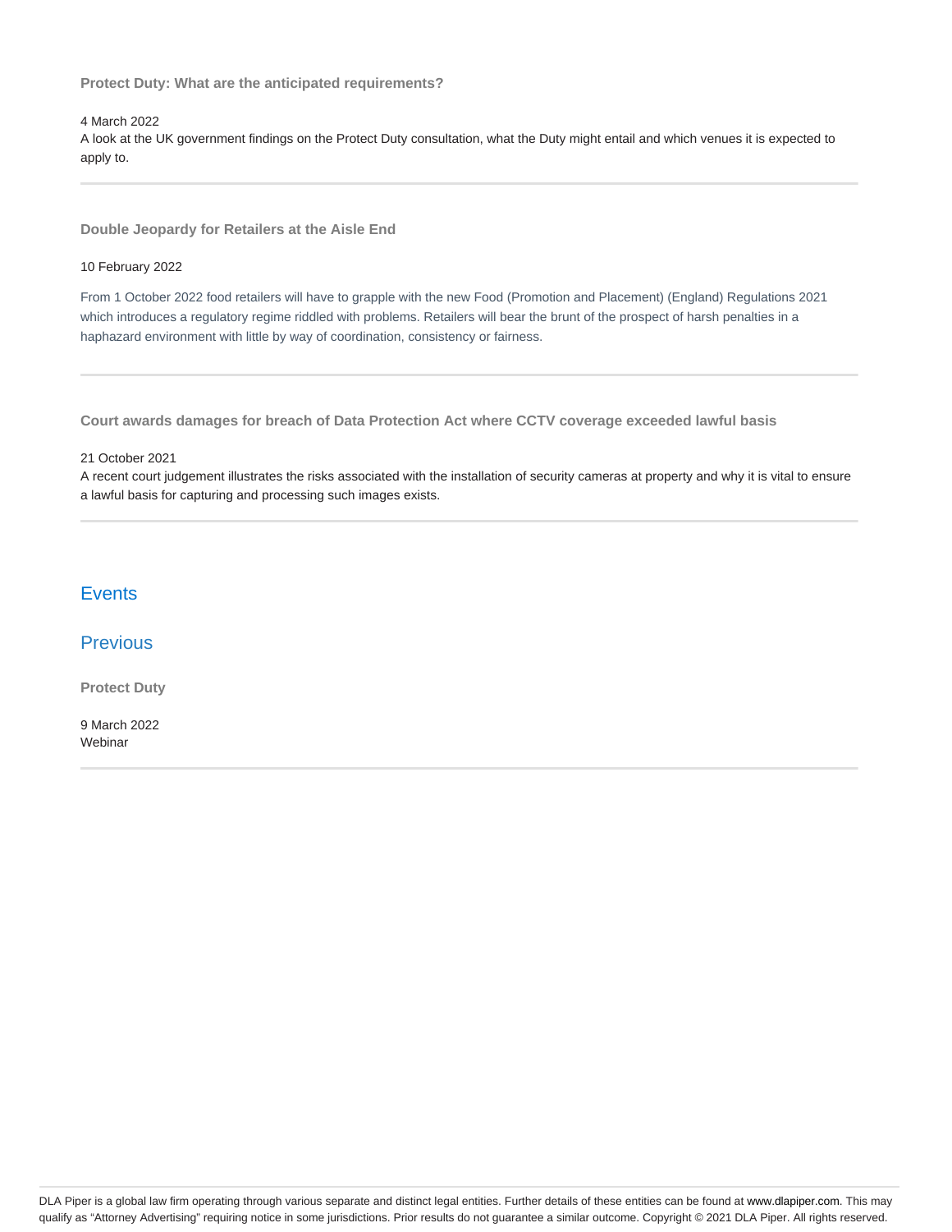**Protect Duty: What are the anticipated requirements?**

4 March 2022
A look at the UK government findings on the Protect Duty consultation, what the Duty might entail and which venues it is expected to apply to.

---

**Double Jeopardy for Retailers at the Aisle End**

10 February 2022

From 1 October 2022 food retailers will have to grapple with the new Food (Promotion and Placement) (England) Regulations 2021 which introduces a regulatory regime riddled with problems. Retailers will bear the brunt of the prospect of harsh penalties in a haphazard environment with little by way of coordination, consistency or fairness.

---

**Court awards damages for breach of Data Protection Act where CCTV coverage exceeded lawful basis**

21 October 2021
A recent court judgement illustrates the risks associated with the installation of security cameras at property and why it is vital to ensure a lawful basis for capturing and processing such images exists.

---

## Events

## Previous

**Protect Duty**

9 March 2022
Webinar

---

DLA Piper is a global law firm operating through various separate and distinct legal entities. Further details of these entities can be found at www.dlapiper.com. This may qualify as "Attorney Advertising" requiring notice in some jurisdictions. Prior results do not guarantee a similar outcome. Copyright © 2021 DLA Piper. All rights reserved.